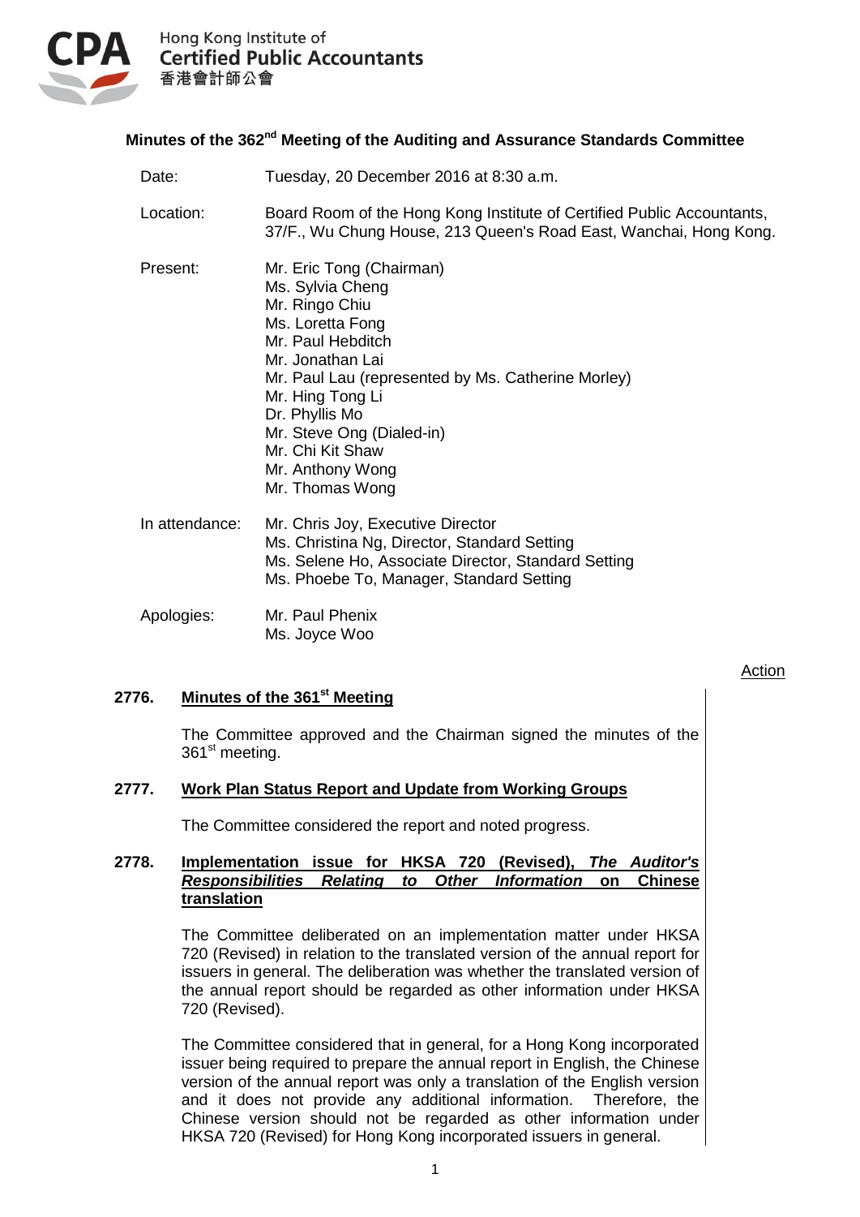Hong Kong Institute of
**Certified Public Accountants**
香港會計師公會

## Minutes of the 362nd Meeting of the Auditing and Assurance Standards Committee

| | |
|---|---|
| Date: | Tuesday, 20 December 2016 at 8:30 a.m. |
| Location: | Board Room of the Hong Kong Institute of Certified Public Accountants, 37/F., Wu Chung House, 213 Queen's Road East, Wanchai, Hong Kong. |
| Present: | Mr. Eric Tong (Chairman)<br>Ms. Sylvia Cheng<br>Mr. Ringo Chiu<br>Ms. Loretta Fong<br>Mr. Paul Hebditch<br>Mr. Jonathan Lai<br>Mr. Paul Lau (represented by Ms. Catherine Morley)<br>Mr. Hing Tong Li<br>Dr. Phyllis Mo<br>Mr. Steve Ong (Dialed-in)<br>Mr. Chi Kit Shaw<br>Mr. Anthony Wong<br>Mr. Thomas Wong |
| In attendance: | Mr. Chris Joy, Executive Director<br>Ms. Christina Ng, Director, Standard Setting<br>Ms. Selene Ho, Associate Director, Standard Setting<br>Ms. Phoebe To, Manager, Standard Setting |
| Apologies: | Mr. Paul Phenix<br>Ms. Joyce Woo |

Action

### 2776. Minutes of the 361st Meeting

The Committee approved and the Chairman signed the minutes of the 361st meeting.

### 2777. Work Plan Status Report and Update from Working Groups

The Committee considered the report and noted progress.

### 2778. Implementation issue for HKSA 720 (Revised), *The Auditor's Responsibilities Relating to Other Information* on Chinese translation

The Committee deliberated on an implementation matter under HKSA 720 (Revised) in relation to the translated version of the annual report for issuers in general. The deliberation was whether the translated version of the annual report should be regarded as other information under HKSA 720 (Revised).

The Committee considered that in general, for a Hong Kong incorporated issuer being required to prepare the annual report in English, the Chinese version of the annual report was only a translation of the English version and it does not provide any additional information. Therefore, the Chinese version should not be regarded as other information under HKSA 720 (Revised) for Hong Kong incorporated issuers in general.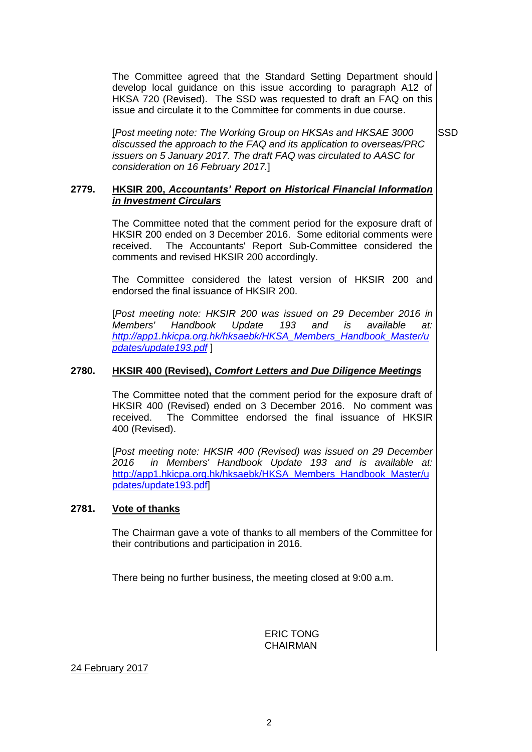The Committee agreed that the Standard Setting Department should develop local guidance on this issue according to paragraph A12 of HKSA 720 (Revised). The SSD was requested to draft an FAQ on this issue and circulate it to the Committee for comments in due course.

[*Post meeting note: The Working Group on HKSAs and HKSAE 3000 discussed the approach to the FAQ and its application to overseas/PRC issuers on 5 January 2017. The draft FAQ was circulated to AASC for consideration on 16 February 2017.*]

SSD

**2779. HKSIR 200, *Accountants' Report on Historical Financial Information in Investment Circulars***

The Committee noted that the comment period for the exposure draft of HKSIR 200 ended on 3 December 2016. Some editorial comments were received. The Accountants' Report Sub-Committee considered the comments and revised HKSIR 200 accordingly.

The Committee considered the latest version of HKSIR 200 and endorsed the final issuance of HKSIR 200.

[*Post meeting note: HKSIR 200 was issued on 29 December 2016 in Members' Handbook Update 193 and is available at: http://app1.hkicpa.org.hk/hksaebk/HKSA_Members_Handbook_Master/updates/update193.pdf* ]

**2780. HKSIR 400 (Revised), *Comfort Letters and Due Diligence Meetings***

The Committee noted that the comment period for the exposure draft of HKSIR 400 (Revised) ended on 3 December 2016. No comment was received. The Committee endorsed the final issuance of HKSIR 400 (Revised).

[*Post meeting note: HKSIR 400 (Revised) was issued on 29 December 2016 in Members' Handbook Update 193 and is available at:* http://app1.hkicpa.org.hk/hksaebk/HKSA_Members_Handbook_Master/updates/update193.pdf]

**2781. Vote of thanks**

The Chairman gave a vote of thanks to all members of the Committee for their contributions and participation in 2016.

There being no further business, the meeting closed at 9:00 a.m.

ERIC TONG
CHAIRMAN

24 February 2017